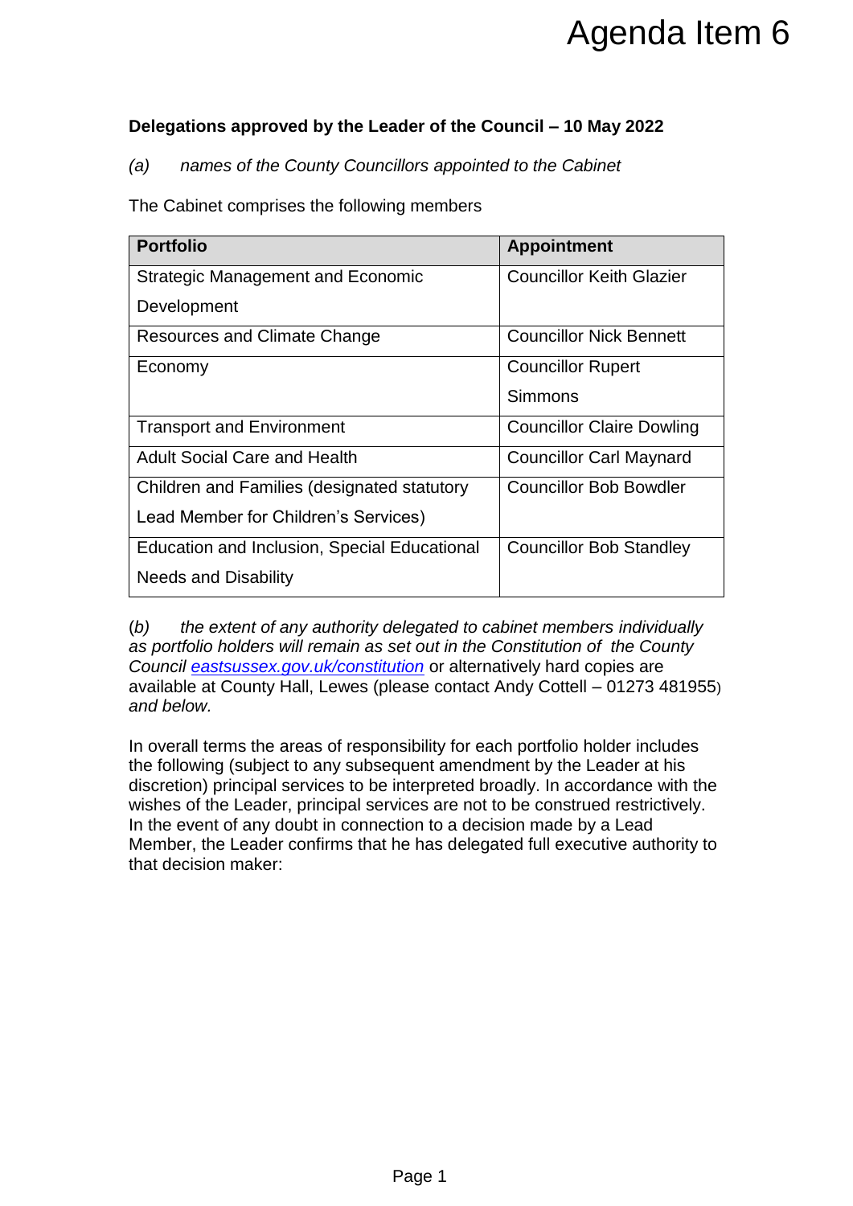Agenda Item 6

**Delegations approved by the Leader of the Council – 10 May 2022**

*(a) names of the County Councillors appointed to the Cabinet*

The Cabinet comprises the following members

| Portfolio | Appointment |
|---|---|
| Strategic Management and Economic Development | Councillor Keith Glazier |
| Resources and Climate Change | Councillor Nick Bennett |
| Economy | Councillor Rupert Simmons |
| Transport and Environment | Councillor Claire Dowling |
| Adult Social Care and Health | Councillor Carl Maynard |
| Children and Families (designated statutory Lead Member for Children's Services) | Councillor Bob Bowdler |
| Education and Inclusion, Special Educational Needs and Disability | Councillor Bob Standley |

(*b*) *the extent of any authority delegated to cabinet members individually as portfolio holders will remain as set out in the Constitution of the County Council [eastsussex.gov.uk/constitution](eastsussex.gov.uk/constitution)* or alternatively hard copies are available at County Hall, Lewes (please contact Andy Cottell – 01273 481955) *and below.*

In overall terms the areas of responsibility for each portfolio holder includes the following (subject to any subsequent amendment by the Leader at his discretion) principal services to be interpreted broadly. In accordance with the wishes of the Leader, principal services are not to be construed restrictively. In the event of any doubt in connection to a decision made by a Lead Member, the Leader confirms that he has delegated full executive authority to that decision maker: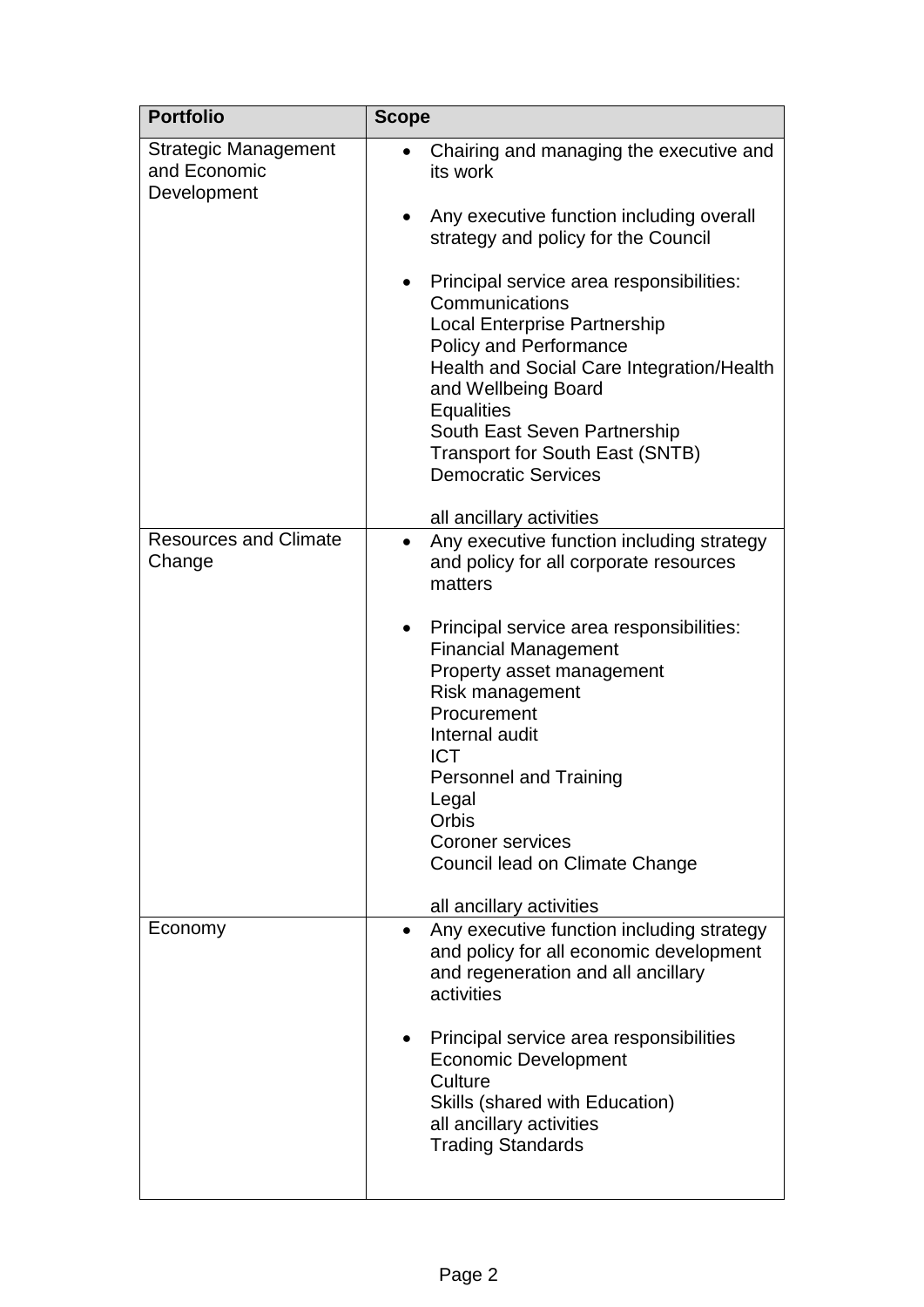| Portfolio | Scope |
| --- | --- |
| Strategic Management and Economic Development | • Chairing and managing the executive and its work<br><br>• Any executive function including overall strategy and policy for the Council<br><br>• Principal service area responsibilities:<br>Communications<br>Local Enterprise Partnership<br>Policy and Performance<br>Health and Social Care Integration/Health and Wellbeing Board<br>Equalities<br>South East Seven Partnership<br>Transport for South East (SNTB)<br>Democratic Services<br><br>all ancillary activities |
| Resources and Climate Change | • Any executive function including strategy and policy for all corporate resources matters<br><br>• Principal service area responsibilities:<br>Financial Management<br>Property asset management<br>Risk management<br>Procurement<br>Internal audit<br>ICT<br>Personnel and Training<br>Legal<br>Orbis<br>Coroner services<br>Council lead on Climate Change<br><br>all ancillary activities |
| Economy | • Any executive function including strategy and policy for all economic development and regeneration and all ancillary activities<br><br>• Principal service area responsibilities<br>Economic Development<br>Culture<br>Skills (shared with Education)<br>all ancillary activities<br>Trading Standards |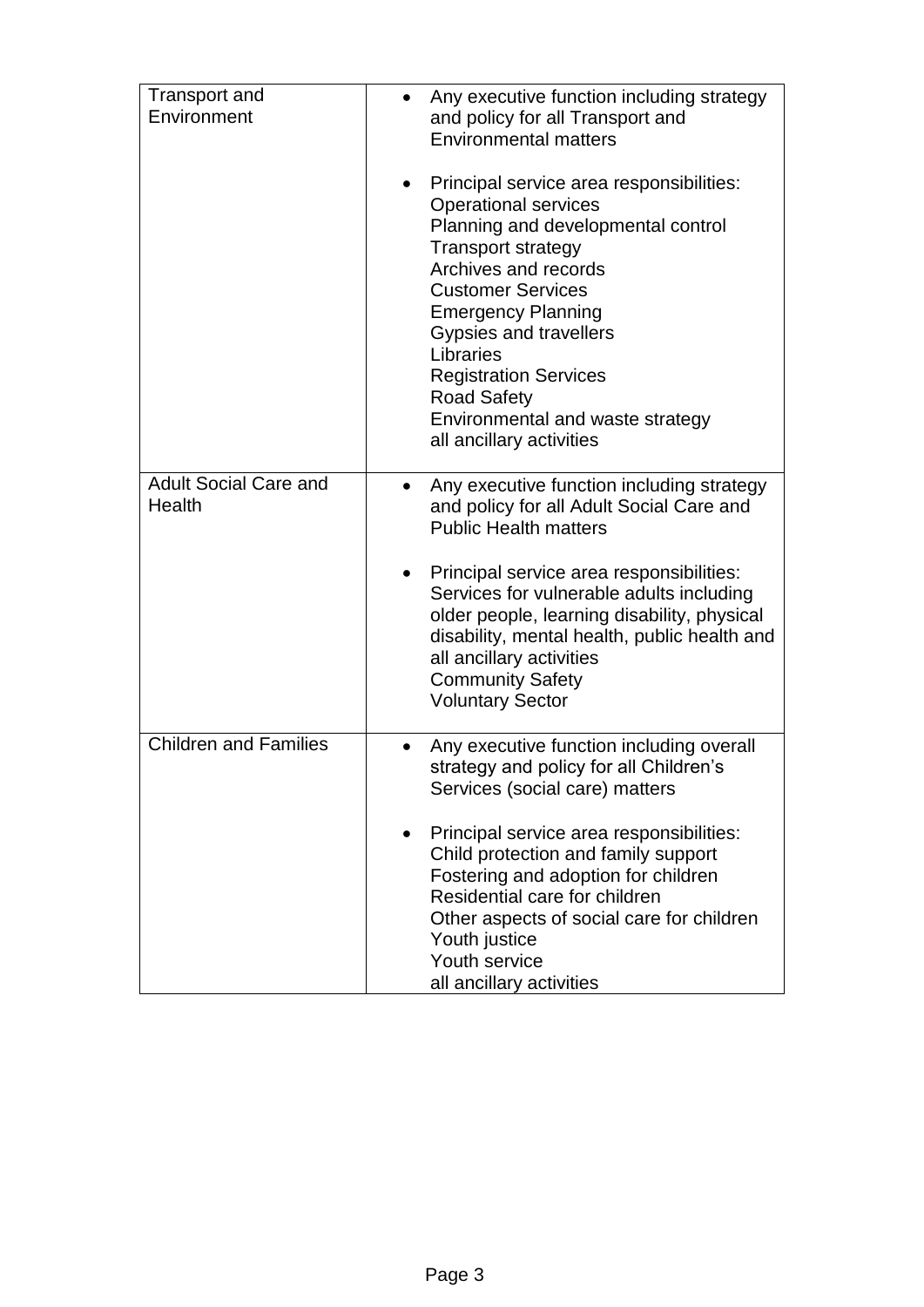| | |
|---|---|
| Transport and Environment | • Any executive function including strategy and policy for all Transport and Environmental matters<br><br>• Principal service area responsibilities:<br>Operational services<br>Planning and developmental control<br>Transport strategy<br>Archives and records<br>Customer Services<br>Emergency Planning<br>Gypsies and travellers<br>Libraries<br>Registration Services<br>Road Safety<br>Environmental and waste strategy<br>all ancillary activities |
| Adult Social Care and Health | • Any executive function including strategy and policy for all Adult Social Care and Public Health matters<br><br>• Principal service area responsibilities:<br>Services for vulnerable adults including older people, learning disability, physical disability, mental health, public health and all ancillary activities<br>Community Safety<br>Voluntary Sector |
| Children and Families | • Any executive function including overall strategy and policy for all Children's Services (social care) matters<br><br>• Principal service area responsibilities:<br>Child protection and family support<br>Fostering and adoption for children<br>Residential care for children<br>Other aspects of social care for children<br>Youth justice<br>Youth service<br>all ancillary activities |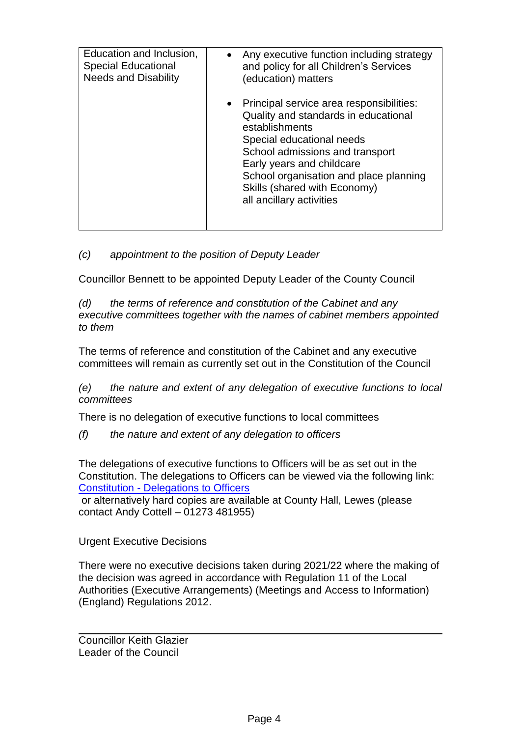| | |
|---|---|
| Education and Inclusion, Special Educational Needs and Disability | • Any executive function including strategy and policy for all Children's Services (education) matters<br><br>• Principal service area responsibilities:<br>Quality and standards in educational establishments<br>Special educational needs<br>School admissions and transport<br>Early years and childcare<br>School organisation and place planning<br>Skills (shared with Economy)<br>all ancillary activities |

*(c) appointment to the position of Deputy Leader*

Councillor Bennett to be appointed Deputy Leader of the County Council

*(d) the terms of reference and constitution of the Cabinet and any executive committees together with the names of cabinet members appointed to them*

The terms of reference and constitution of the Cabinet and any executive committees will remain as currently set out in the Constitution of the Council

*(e) the nature and extent of any delegation of executive functions to local committees*

There is no delegation of executive functions to local committees

*(f) the nature and extent of any delegation to officers*

The delegations of executive functions to Officers will be as set out in the Constitution. The delegations to Officers can be viewed via the following link: Constitution - Delegations to Officers
or alternatively hard copies are available at County Hall, Lewes (please contact Andy Cottell – 01273 481955)

Urgent Executive Decisions

There were no executive decisions taken during 2021/22 where the making of the decision was agreed in accordance with Regulation 11 of the Local Authorities (Executive Arrangements) (Meetings and Access to Information) (England) Regulations 2012.

---

Councillor Keith Glazier
Leader of the Council